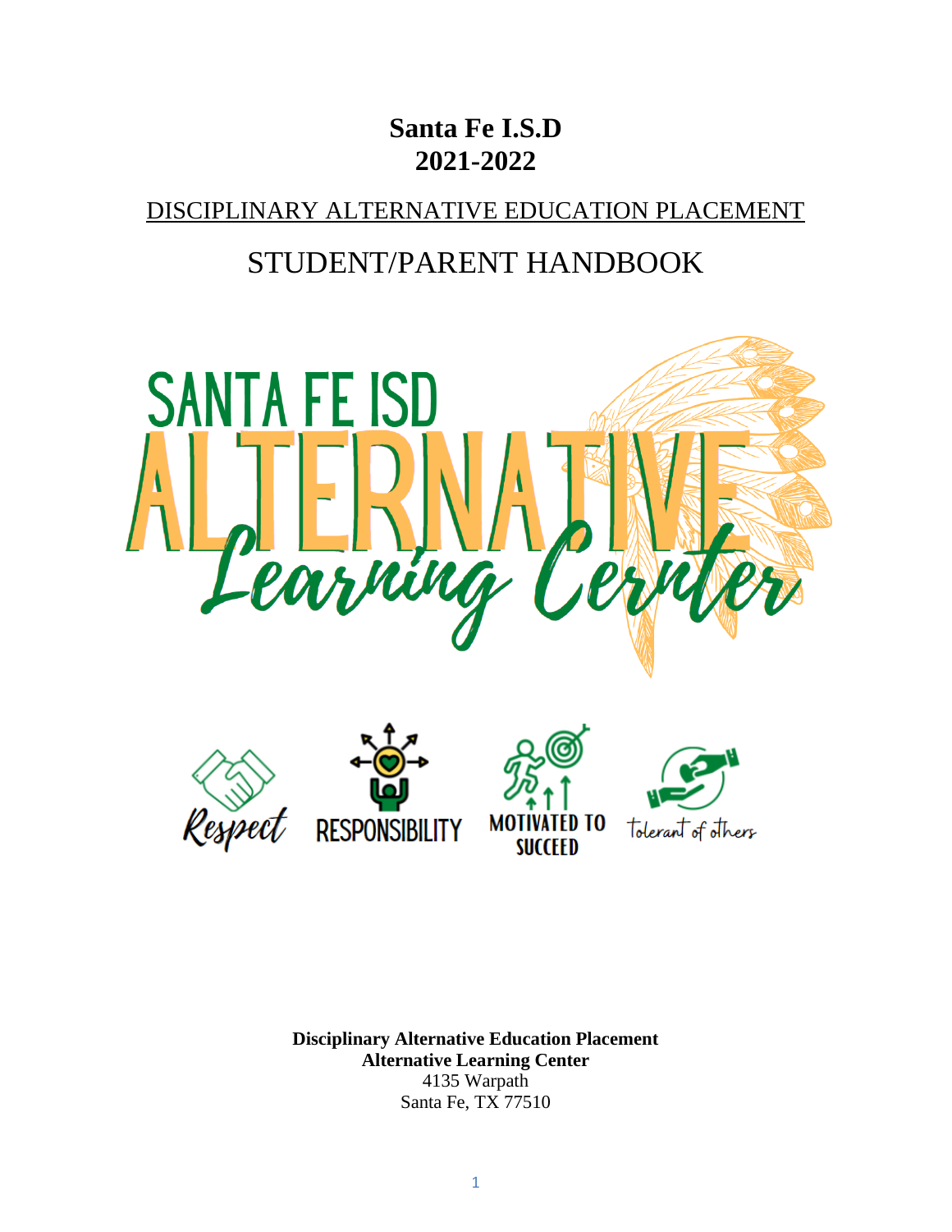# Santa Fe I.S.D
# 2021-2022

## DISCIPLINARY ALTERNATIVE EDUCATION PLACEMENT

## STUDENT/PARENT HANDBOOK

SANTA FE ISD ALTERNATIVE Learning Center

Respect RESPONSIBILITY MOTIVATED TO SUCCEED tolerant of others

**Disciplinary Alternative Education Placement**
**Alternative Learning Center**
4135 Warpath
Santa Fe, TX 77510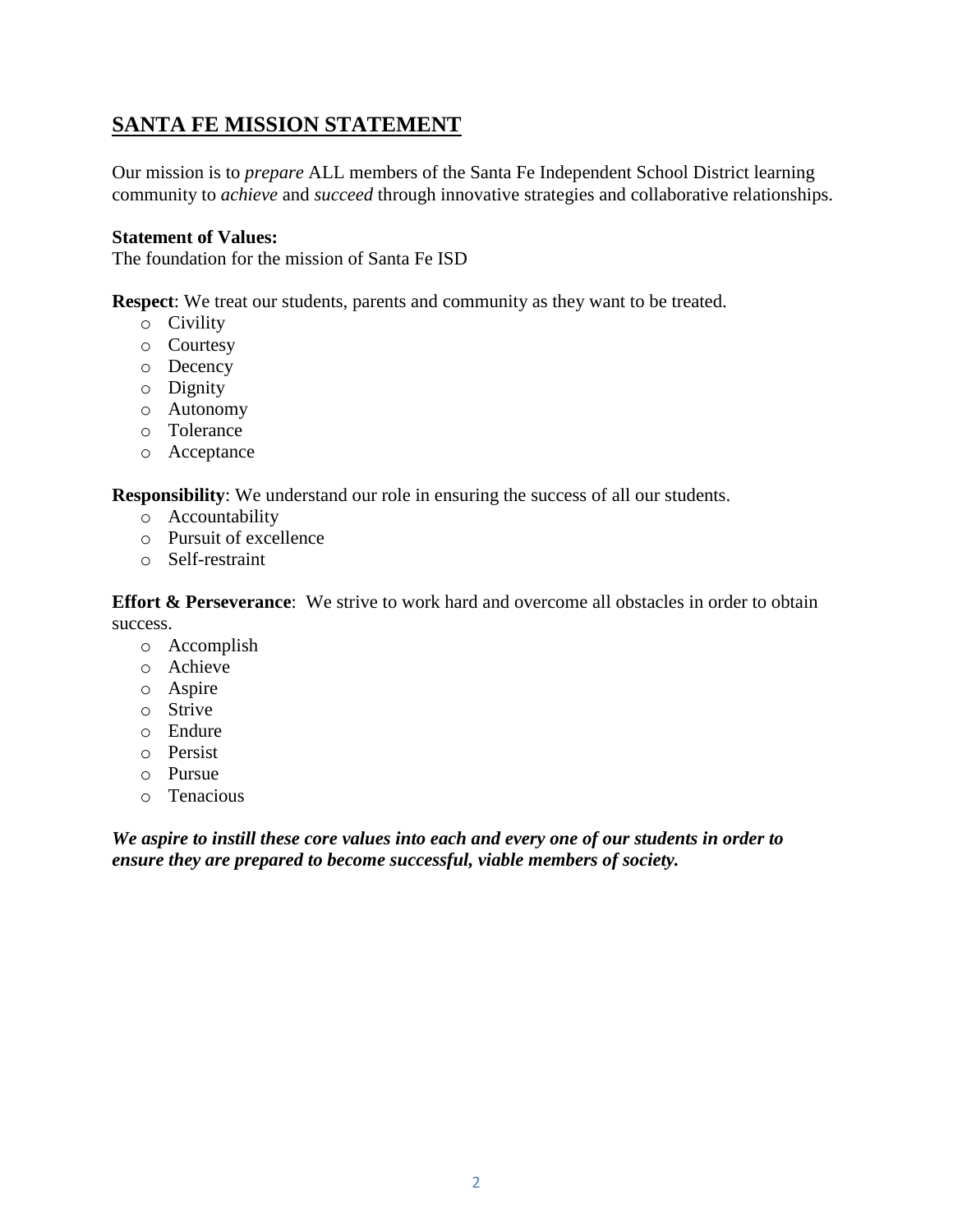## <u>SANTA FE MISSION STATEMENT</u>

Our mission is to *prepare* ALL members of the Santa Fe Independent School District learning community to *achieve* and *succeed* through innovative strategies and collaborative relationships.

**Statement of Values:**
The foundation for the mission of Santa Fe ISD

**Respect**: We treat our students, parents and community as they want to be treated.

- Civility
- Courtesy
- Decency
- Dignity
- Autonomy
- Tolerance
- Acceptance

**Responsibility**: We understand our role in ensuring the success of all our students.

- Accountability
- Pursuit of excellence
- Self-restraint

**Effort & Perseverance**: We strive to work hard and overcome all obstacles in order to obtain success.

- Accomplish
- Achieve
- Aspire
- Strive
- Endure
- Persist
- Pursue
- Tenacious

***We aspire to instill these core values into each and every one of our students in order to ensure they are prepared to become successful, viable members of society.***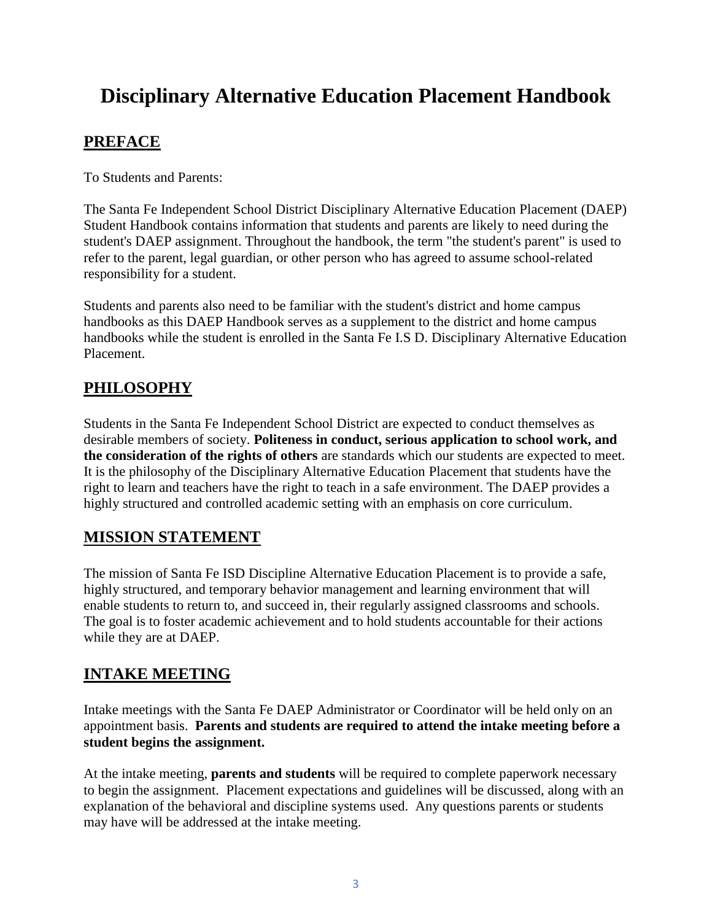# Disciplinary Alternative Education Placement Handbook

## PREFACE

To Students and Parents:

The Santa Fe Independent School District Disciplinary Alternative Education Placement (DAEP) Student Handbook contains information that students and parents are likely to need during the student's DAEP assignment. Throughout the handbook, the term "the student's parent" is used to refer to the parent, legal guardian, or other person who has agreed to assume school-related responsibility for a student.

Students and parents also need to be familiar with the student's district and home campus handbooks as this DAEP Handbook serves as a supplement to the district and home campus handbooks while the student is enrolled in the Santa Fe I.S D. Disciplinary Alternative Education Placement.

## PHILOSOPHY

Students in the Santa Fe Independent School District are expected to conduct themselves as desirable members of society. **Politeness in conduct, serious application to school work, and the consideration of the rights of others** are standards which our students are expected to meet. It is the philosophy of the Disciplinary Alternative Education Placement that students have the right to learn and teachers have the right to teach in a safe environment. The DAEP provides a highly structured and controlled academic setting with an emphasis on core curriculum.

## MISSION STATEMENT

The mission of Santa Fe ISD Discipline Alternative Education Placement is to provide a safe, highly structured, and temporary behavior management and learning environment that will enable students to return to, and succeed in, their regularly assigned classrooms and schools. The goal is to foster academic achievement and to hold students accountable for their actions while they are at DAEP.

## INTAKE MEETING

Intake meetings with the Santa Fe DAEP Administrator or Coordinator will be held only on an appointment basis. **Parents and students are required to attend the intake meeting before a student begins the assignment.**

At the intake meeting, **parents and students** will be required to complete paperwork necessary to begin the assignment. Placement expectations and guidelines will be discussed, along with an explanation of the behavioral and discipline systems used. Any questions parents or students may have will be addressed at the intake meeting.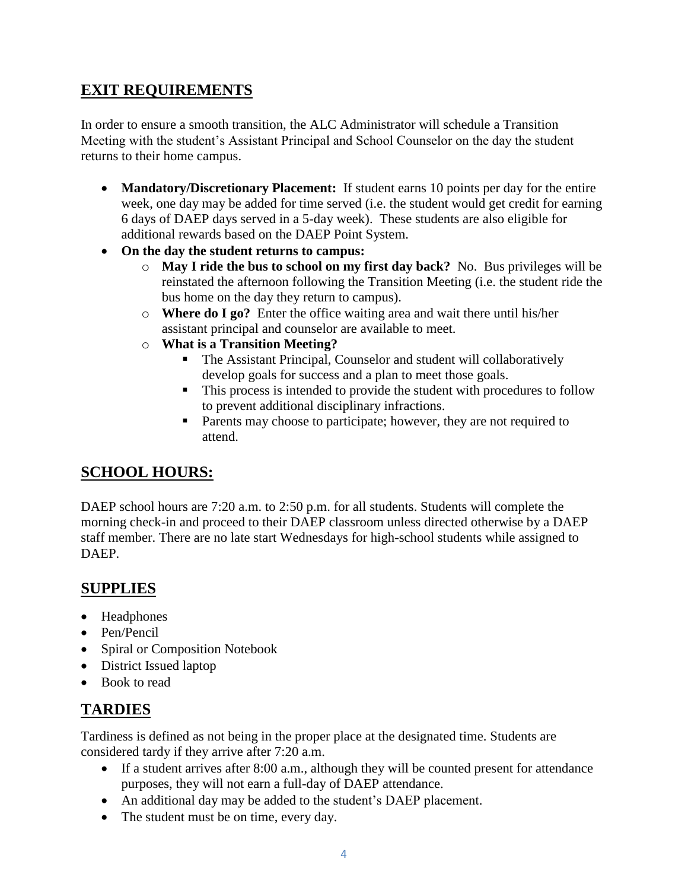## EXIT REQUIREMENTS

In order to ensure a smooth transition, the ALC Administrator will schedule a Transition Meeting with the student's Assistant Principal and School Counselor on the day the student returns to their home campus.

- **Mandatory/Discretionary Placement:** If student earns 10 points per day for the entire week, one day may be added for time served (i.e. the student would get credit for earning 6 days of DAEP days served in a 5-day week). These students are also eligible for additional rewards based on the DAEP Point System.
- **On the day the student returns to campus:**
  - **May I ride the bus to school on my first day back?** No. Bus privileges will be reinstated the afternoon following the Transition Meeting (i.e. the student ride the bus home on the day they return to campus).
  - **Where do I go?** Enter the office waiting area and wait there until his/her assistant principal and counselor are available to meet.
  - **What is a Transition Meeting?**
    - The Assistant Principal, Counselor and student will collaboratively develop goals for success and a plan to meet those goals.
    - This process is intended to provide the student with procedures to follow to prevent additional disciplinary infractions.
    - Parents may choose to participate; however, they are not required to attend.

## SCHOOL HOURS:

DAEP school hours are 7:20 a.m. to 2:50 p.m. for all students. Students will complete the morning check-in and proceed to their DAEP classroom unless directed otherwise by a DAEP staff member. There are no late start Wednesdays for high-school students while assigned to DAEP.

## SUPPLIES

- Headphones
- Pen/Pencil
- Spiral or Composition Notebook
- District Issued laptop
- Book to read

## TARDIES

Tardiness is defined as not being in the proper place at the designated time. Students are considered tardy if they arrive after 7:20 a.m.

- If a student arrives after 8:00 a.m., although they will be counted present for attendance purposes, they will not earn a full-day of DAEP attendance.
- An additional day may be added to the student's DAEP placement.
- The student must be on time, every day.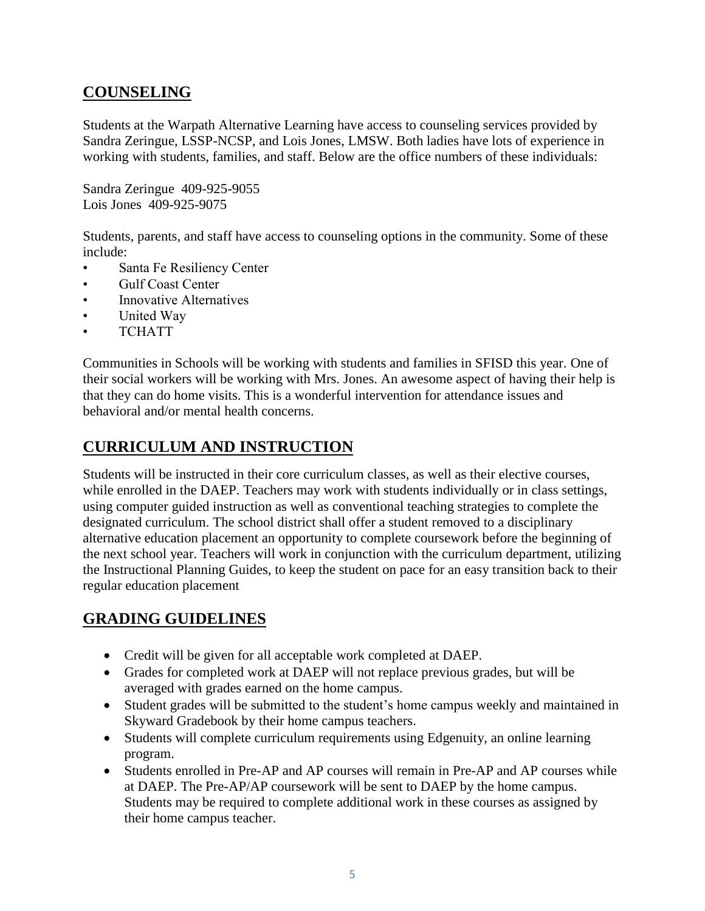## COUNSELING

Students at the Warpath Alternative Learning have access to counseling services provided by Sandra Zeringue, LSSP-NCSP, and Lois Jones, LMSW. Both ladies have lots of experience in working with students, families, and staff. Below are the office numbers of these individuals:

Sandra Zeringue 409-925-9055
Lois Jones 409-925-9075

Students, parents, and staff have access to counseling options in the community. Some of these include:

- Santa Fe Resiliency Center
- Gulf Coast Center
- Innovative Alternatives
- United Way
- TCHATT

Communities in Schools will be working with students and families in SFISD this year. One of their social workers will be working with Mrs. Jones. An awesome aspect of having their help is that they can do home visits. This is a wonderful intervention for attendance issues and behavioral and/or mental health concerns.

## CURRICULUM AND INSTRUCTION

Students will be instructed in their core curriculum classes, as well as their elective courses, while enrolled in the DAEP. Teachers may work with students individually or in class settings, using computer guided instruction as well as conventional teaching strategies to complete the designated curriculum. The school district shall offer a student removed to a disciplinary alternative education placement an opportunity to complete coursework before the beginning of the next school year. Teachers will work in conjunction with the curriculum department, utilizing the Instructional Planning Guides, to keep the student on pace for an easy transition back to their regular education placement

## GRADING GUIDELINES

- Credit will be given for all acceptable work completed at DAEP.
- Grades for completed work at DAEP will not replace previous grades, but will be averaged with grades earned on the home campus.
- Student grades will be submitted to the student's home campus weekly and maintained in Skyward Gradebook by their home campus teachers.
- Students will complete curriculum requirements using Edgenuity, an online learning program.
- Students enrolled in Pre-AP and AP courses will remain in Pre-AP and AP courses while at DAEP. The Pre-AP/AP coursework will be sent to DAEP by the home campus. Students may be required to complete additional work in these courses as assigned by their home campus teacher.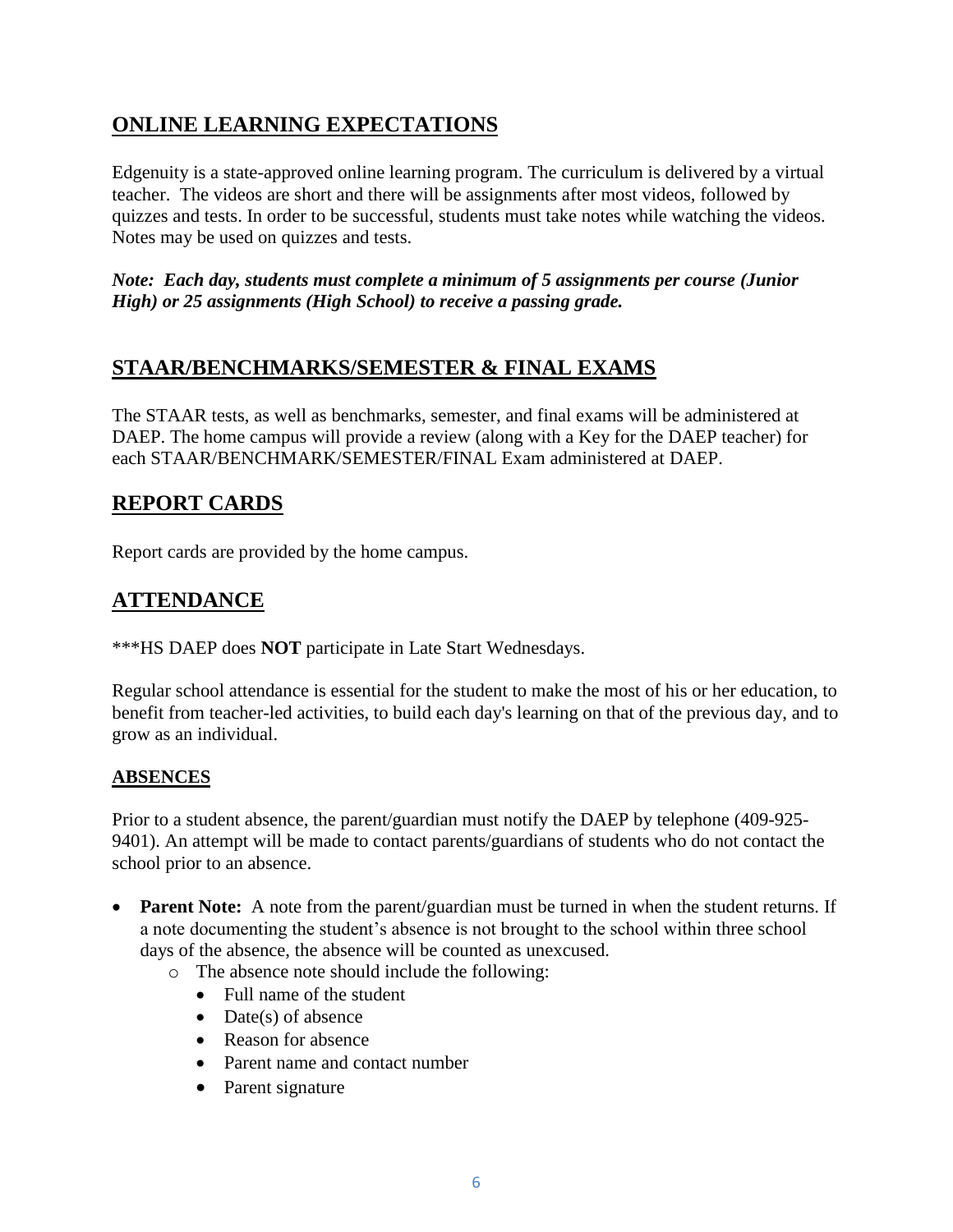## ONLINE LEARNING EXPECTATIONS

Edgenuity is a state-approved online learning program. The curriculum is delivered by a virtual teacher. The videos are short and there will be assignments after most videos, followed by quizzes and tests. In order to be successful, students must take notes while watching the videos. Notes may be used on quizzes and tests.

***Note: Each day, students must complete a minimum of 5 assignments per course (Junior High) or 25 assignments (High School) to receive a passing grade.***

## STAAR/BENCHMARKS/SEMESTER & FINAL EXAMS

The STAAR tests, as well as benchmarks, semester, and final exams will be administered at DAEP. The home campus will provide a review (along with a Key for the DAEP teacher) for each STAAR/BENCHMARK/SEMESTER/FINAL Exam administered at DAEP.

## REPORT CARDS

Report cards are provided by the home campus.

## ATTENDANCE

***HS DAEP does **NOT** participate in Late Start Wednesdays.

Regular school attendance is essential for the student to make the most of his or her education, to benefit from teacher-led activities, to build each day's learning on that of the previous day, and to grow as an individual.

### ABSENCES

Prior to a student absence, the parent/guardian must notify the DAEP by telephone (409-925-9401). An attempt will be made to contact parents/guardians of students who do not contact the school prior to an absence.

- **Parent Note:** A note from the parent/guardian must be turned in when the student returns. If a note documenting the student's absence is not brought to the school within three school days of the absence, the absence will be counted as unexcused.
  - The absence note should include the following:
    - Full name of the student
    - Date(s) of absence
    - Reason for absence
    - Parent name and contact number
    - Parent signature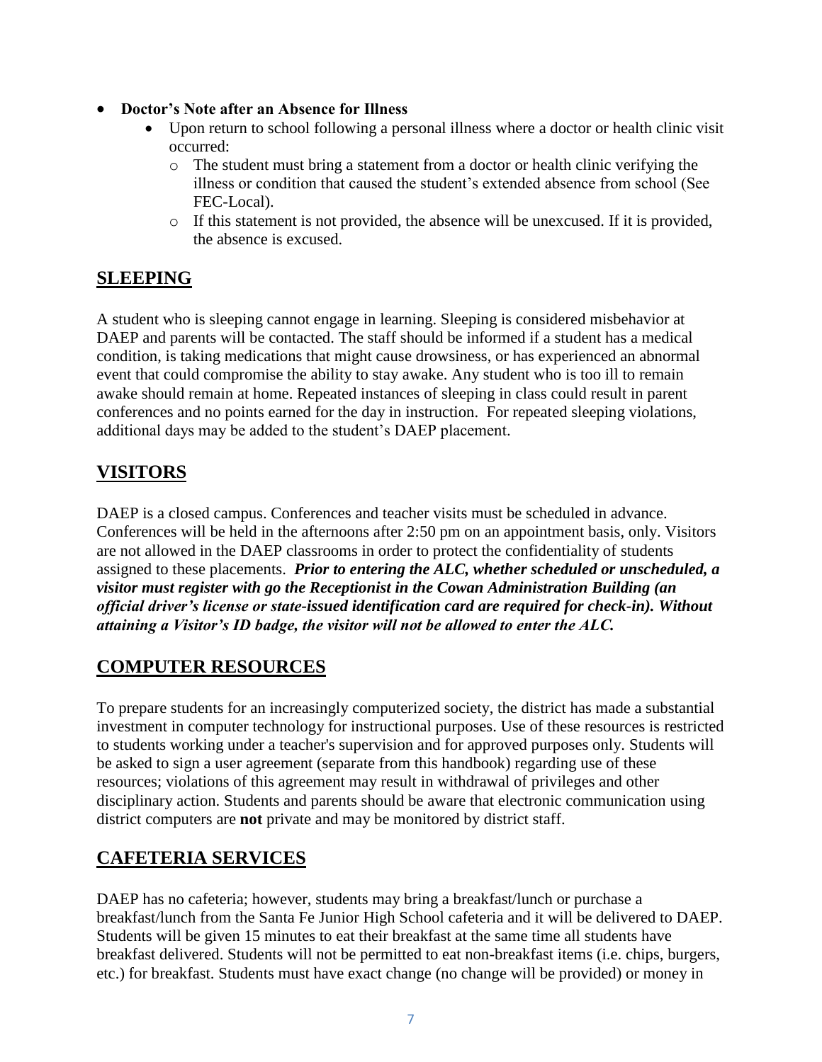- **Doctor's Note after an Absence for Illness**
  - Upon return to school following a personal illness where a doctor or health clinic visit occurred:
    - The student must bring a statement from a doctor or health clinic verifying the illness or condition that caused the student's extended absence from school (See FEC-Local).
    - If this statement is not provided, the absence will be unexcused. If it is provided, the absence is excused.

## SLEEPING

A student who is sleeping cannot engage in learning. Sleeping is considered misbehavior at DAEP and parents will be contacted. The staff should be informed if a student has a medical condition, is taking medications that might cause drowsiness, or has experienced an abnormal event that could compromise the ability to stay awake. Any student who is too ill to remain awake should remain at home. Repeated instances of sleeping in class could result in parent conferences and no points earned for the day in instruction. For repeated sleeping violations, additional days may be added to the student's DAEP placement.

## VISITORS

DAEP is a closed campus. Conferences and teacher visits must be scheduled in advance. Conferences will be held in the afternoons after 2:50 pm on an appointment basis, only. Visitors are not allowed in the DAEP classrooms in order to protect the confidentiality of students assigned to these placements. ***Prior to entering the ALC, whether scheduled or unscheduled, a visitor must register with go the Receptionist in the Cowan Administration Building (an official driver's license or state-issued identification card are required for check-in). Without attaining a Visitor's ID badge, the visitor will not be allowed to enter the ALC.***

## COMPUTER RESOURCES

To prepare students for an increasingly computerized society, the district has made a substantial investment in computer technology for instructional purposes. Use of these resources is restricted to students working under a teacher's supervision and for approved purposes only. Students will be asked to sign a user agreement (separate from this handbook) regarding use of these resources; violations of this agreement may result in withdrawal of privileges and other disciplinary action. Students and parents should be aware that electronic communication using district computers are **not** private and may be monitored by district staff.

## CAFETERIA SERVICES

DAEP has no cafeteria; however, students may bring a breakfast/lunch or purchase a breakfast/lunch from the Santa Fe Junior High School cafeteria and it will be delivered to DAEP. Students will be given 15 minutes to eat their breakfast at the same time all students have breakfast delivered. Students will not be permitted to eat non-breakfast items (i.e. chips, burgers, etc.) for breakfast. Students must have exact change (no change will be provided) or money in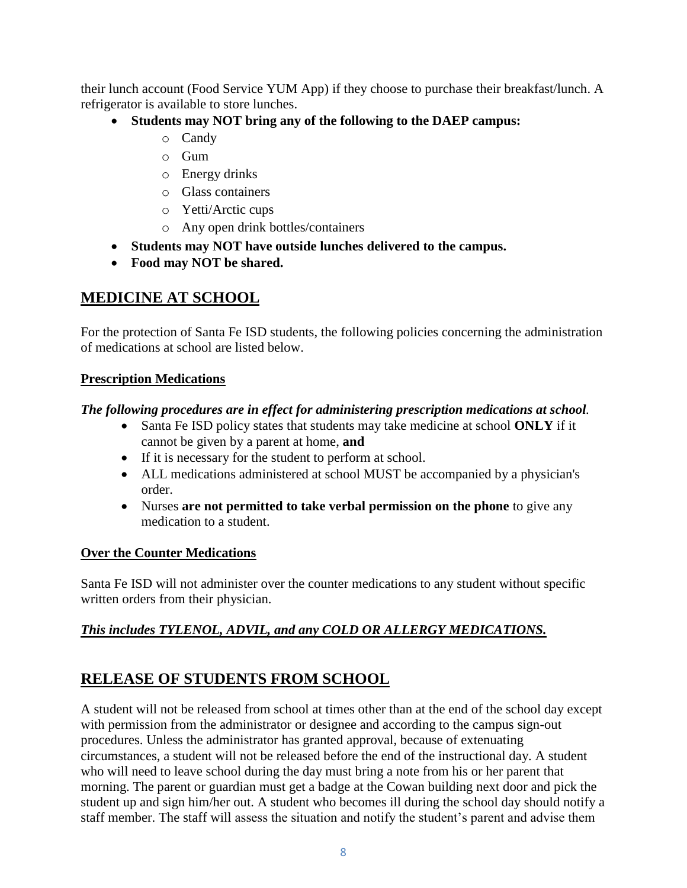their lunch account (Food Service YUM App) if they choose to purchase their breakfast/lunch. A refrigerator is available to store lunches.

- **Students may NOT bring any of the following to the DAEP campus:**
  - Candy
  - Gum
  - Energy drinks
  - Glass containers
  - Yetti/Arctic cups
  - Any open drink bottles/containers
- **Students may NOT have outside lunches delivered to the campus.**
- **Food may NOT be shared.**

## MEDICINE AT SCHOOL

For the protection of Santa Fe ISD students, the following policies concerning the administration of medications at school are listed below.

### Prescription Medications

***The following procedures are in effect for administering prescription medications at school.***

- Santa Fe ISD policy states that students may take medicine at school **ONLY** if it cannot be given by a parent at home, **and**
- If it is necessary for the student to perform at school.
- ALL medications administered at school MUST be accompanied by a physician's order.
- Nurses **are not permitted to take verbal permission on the phone** to give any medication to a student.

### Over the Counter Medications

Santa Fe ISD will not administer over the counter medications to any student without specific written orders from their physician.

***This includes TYLENOL, ADVIL, and any COLD OR ALLERGY MEDICATIONS.***

## RELEASE OF STUDENTS FROM SCHOOL

A student will not be released from school at times other than at the end of the school day except with permission from the administrator or designee and according to the campus sign-out procedures. Unless the administrator has granted approval, because of extenuating circumstances, a student will not be released before the end of the instructional day. A student who will need to leave school during the day must bring a note from his or her parent that morning. The parent or guardian must get a badge at the Cowan building next door and pick the student up and sign him/her out. A student who becomes ill during the school day should notify a staff member. The staff will assess the situation and notify the student's parent and advise them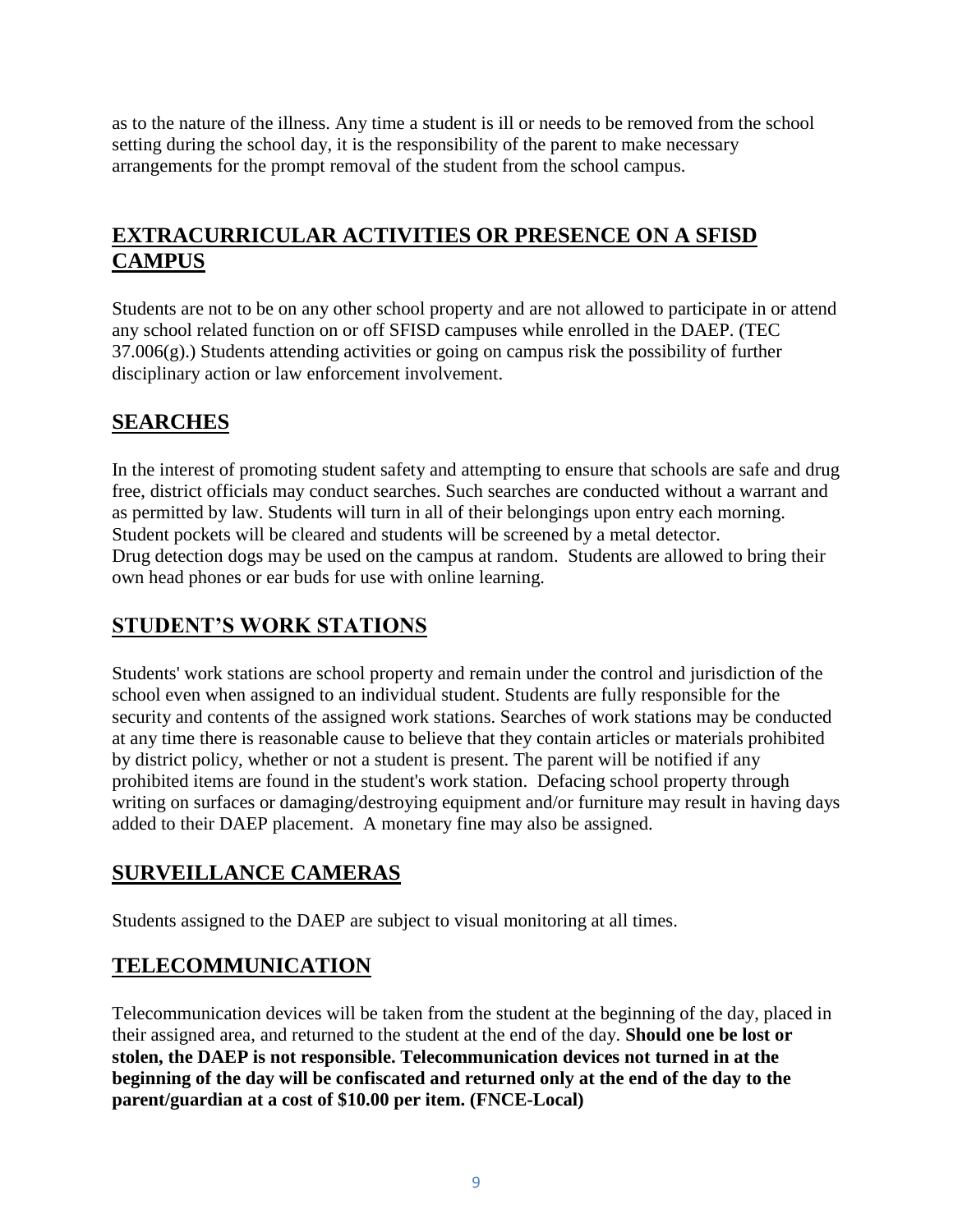as to the nature of the illness. Any time a student is ill or needs to be removed from the school setting during the school day, it is the responsibility of the parent to make necessary arrangements for the prompt removal of the student from the school campus.

## EXTRACURRICULAR ACTIVITIES OR PRESENCE ON A SFISD CAMPUS

Students are not to be on any other school property and are not allowed to participate in or attend any school related function on or off SFISD campuses while enrolled in the DAEP. (TEC 37.006(g).) Students attending activities or going on campus risk the possibility of further disciplinary action or law enforcement involvement.

## SEARCHES

In the interest of promoting student safety and attempting to ensure that schools are safe and drug free, district officials may conduct searches. Such searches are conducted without a warrant and as permitted by law. Students will turn in all of their belongings upon entry each morning. Student pockets will be cleared and students will be screened by a metal detector.
Drug detection dogs may be used on the campus at random. Students are allowed to bring their own head phones or ear buds for use with online learning.

## STUDENT'S WORK STATIONS

Students' work stations are school property and remain under the control and jurisdiction of the school even when assigned to an individual student. Students are fully responsible for the security and contents of the assigned work stations. Searches of work stations may be conducted at any time there is reasonable cause to believe that they contain articles or materials prohibited by district policy, whether or not a student is present. The parent will be notified if any prohibited items are found in the student's work station. Defacing school property through writing on surfaces or damaging/destroying equipment and/or furniture may result in having days added to their DAEP placement. A monetary fine may also be assigned.

## SURVEILLANCE CAMERAS

Students assigned to the DAEP are subject to visual monitoring at all times.

## TELECOMMUNICATION

Telecommunication devices will be taken from the student at the beginning of the day, placed in their assigned area, and returned to the student at the end of the day. **Should one be lost or stolen, the DAEP is not responsible. Telecommunication devices not turned in at the beginning of the day will be confiscated and returned only at the end of the day to the parent/guardian at a cost of $10.00 per item. (FNCE-Local)**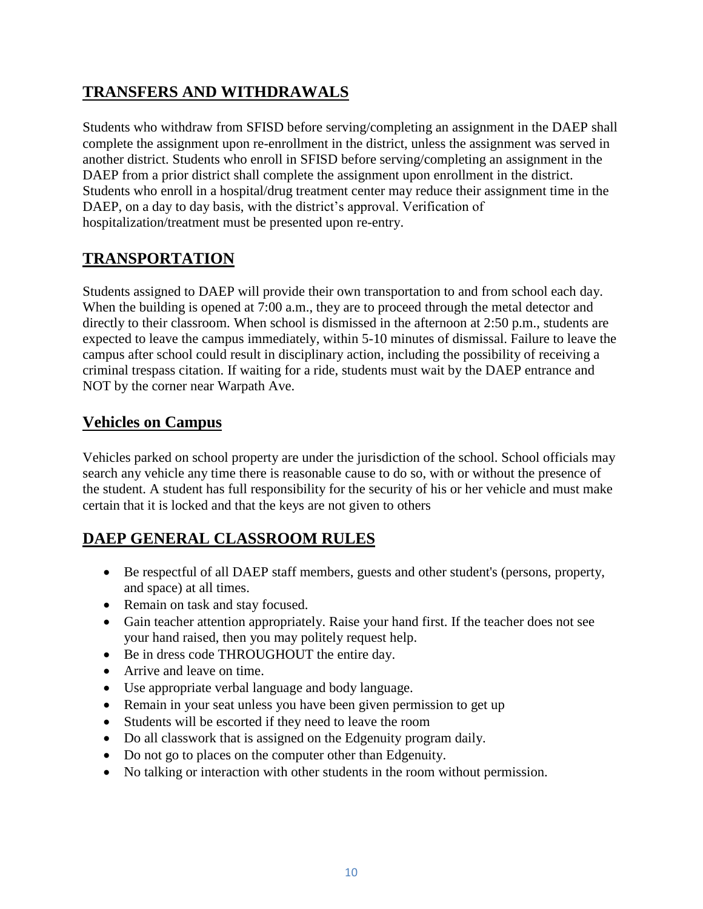## TRANSFERS AND WITHDRAWALS

Students who withdraw from SFISD before serving/completing an assignment in the DAEP shall complete the assignment upon re-enrollment in the district, unless the assignment was served in another district. Students who enroll in SFISD before serving/completing an assignment in the DAEP from a prior district shall complete the assignment upon enrollment in the district. Students who enroll in a hospital/drug treatment center may reduce their assignment time in the DAEP, on a day to day basis, with the district's approval. Verification of hospitalization/treatment must be presented upon re-entry.

## TRANSPORTATION

Students assigned to DAEP will provide their own transportation to and from school each day. When the building is opened at 7:00 a.m., they are to proceed through the metal detector and directly to their classroom. When school is dismissed in the afternoon at 2:50 p.m., students are expected to leave the campus immediately, within 5-10 minutes of dismissal. Failure to leave the campus after school could result in disciplinary action, including the possibility of receiving a criminal trespass citation. If waiting for a ride, students must wait by the DAEP entrance and NOT by the corner near Warpath Ave.

## Vehicles on Campus

Vehicles parked on school property are under the jurisdiction of the school. School officials may search any vehicle any time there is reasonable cause to do so, with or without the presence of the student. A student has full responsibility for the security of his or her vehicle and must make certain that it is locked and that the keys are not given to others

## DAEP GENERAL CLASSROOM RULES

- Be respectful of all DAEP staff members, guests and other student's (persons, property, and space) at all times.
- Remain on task and stay focused.
- Gain teacher attention appropriately. Raise your hand first. If the teacher does not see your hand raised, then you may politely request help.
- Be in dress code THROUGHOUT the entire day.
- Arrive and leave on time.
- Use appropriate verbal language and body language.
- Remain in your seat unless you have been given permission to get up
- Students will be escorted if they need to leave the room
- Do all classwork that is assigned on the Edgenuity program daily.
- Do not go to places on the computer other than Edgenuity.
- No talking or interaction with other students in the room without permission.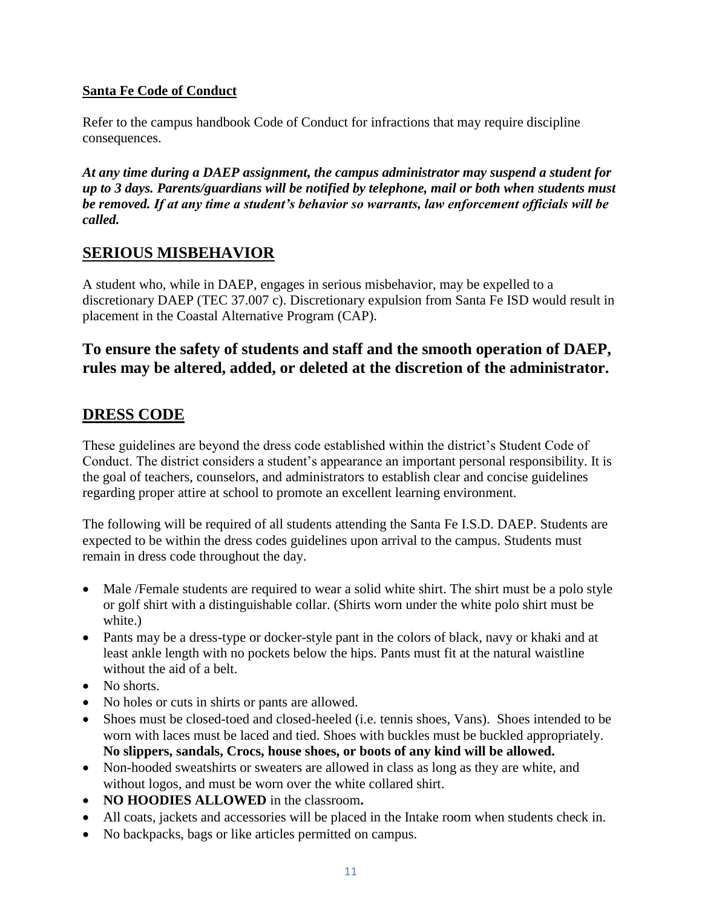**Santa Fe Code of Conduct**

Refer to the campus handbook Code of Conduct for infractions that may require discipline consequences.

***At any time during a DAEP assignment, the campus administrator may suspend a student for up to 3 days. Parents/guardians will be notified by telephone, mail or both when students must be removed. If at any time a student's behavior so warrants, law enforcement officials will be called.***

## SERIOUS MISBEHAVIOR

A student who, while in DAEP, engages in serious misbehavior, may be expelled to a discretionary DAEP (TEC 37.007 c). Discretionary expulsion from Santa Fe ISD would result in placement in the Coastal Alternative Program (CAP).

### To ensure the safety of students and staff and the smooth operation of DAEP, rules may be altered, added, or deleted at the discretion of the administrator.

## DRESS CODE

These guidelines are beyond the dress code established within the district's Student Code of Conduct. The district considers a student's appearance an important personal responsibility. It is the goal of teachers, counselors, and administrators to establish clear and concise guidelines regarding proper attire at school to promote an excellent learning environment.

The following will be required of all students attending the Santa Fe I.S.D. DAEP. Students are expected to be within the dress codes guidelines upon arrival to the campus. Students must remain in dress code throughout the day.

- Male /Female students are required to wear a solid white shirt. The shirt must be a polo style or golf shirt with a distinguishable collar. (Shirts worn under the white polo shirt must be white.)
- Pants may be a dress-type or docker-style pant in the colors of black, navy or khaki and at least ankle length with no pockets below the hips. Pants must fit at the natural waistline without the aid of a belt.
- No shorts.
- No holes or cuts in shirts or pants are allowed.
- Shoes must be closed-toed and closed-heeled (i.e. tennis shoes, Vans). Shoes intended to be worn with laces must be laced and tied. Shoes with buckles must be buckled appropriately. **No slippers, sandals, Crocs, house shoes, or boots of any kind will be allowed.**
- Non-hooded sweatshirts or sweaters are allowed in class as long as they are white, and without logos, and must be worn over the white collared shirt.
- **NO HOODIES ALLOWED** in the classroom**.**
- All coats, jackets and accessories will be placed in the Intake room when students check in.
- No backpacks, bags or like articles permitted on campus.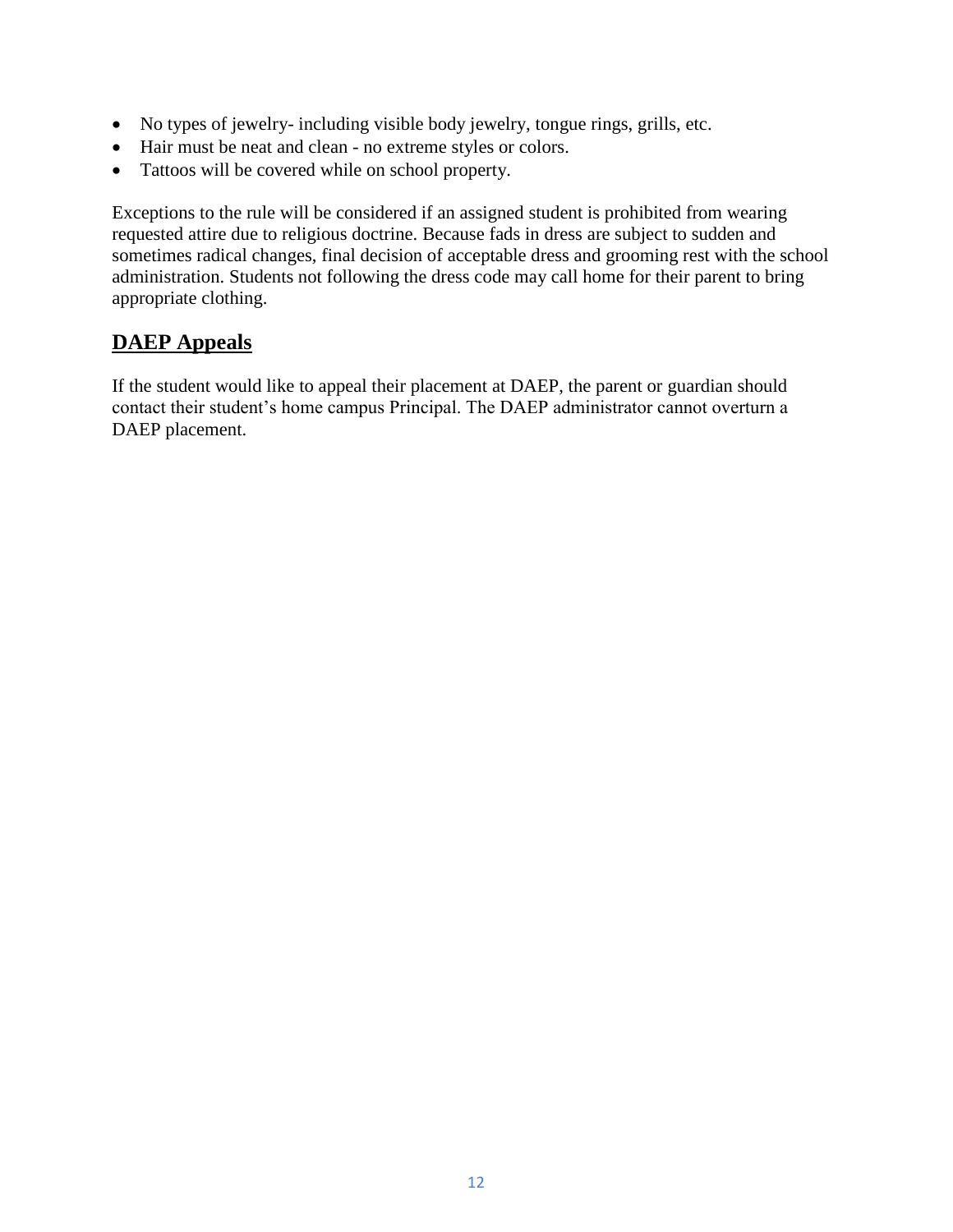- No types of jewelry- including visible body jewelry, tongue rings, grills, etc.
- Hair must be neat and clean - no extreme styles or colors.
- Tattoos will be covered while on school property.

Exceptions to the rule will be considered if an assigned student is prohibited from wearing requested attire due to religious doctrine. Because fads in dress are subject to sudden and sometimes radical changes, final decision of acceptable dress and grooming rest with the school administration. Students not following the dress code may call home for their parent to bring appropriate clothing.

## DAEP Appeals

If the student would like to appeal their placement at DAEP, the parent or guardian should contact their student's home campus Principal. The DAEP administrator cannot overturn a DAEP placement.